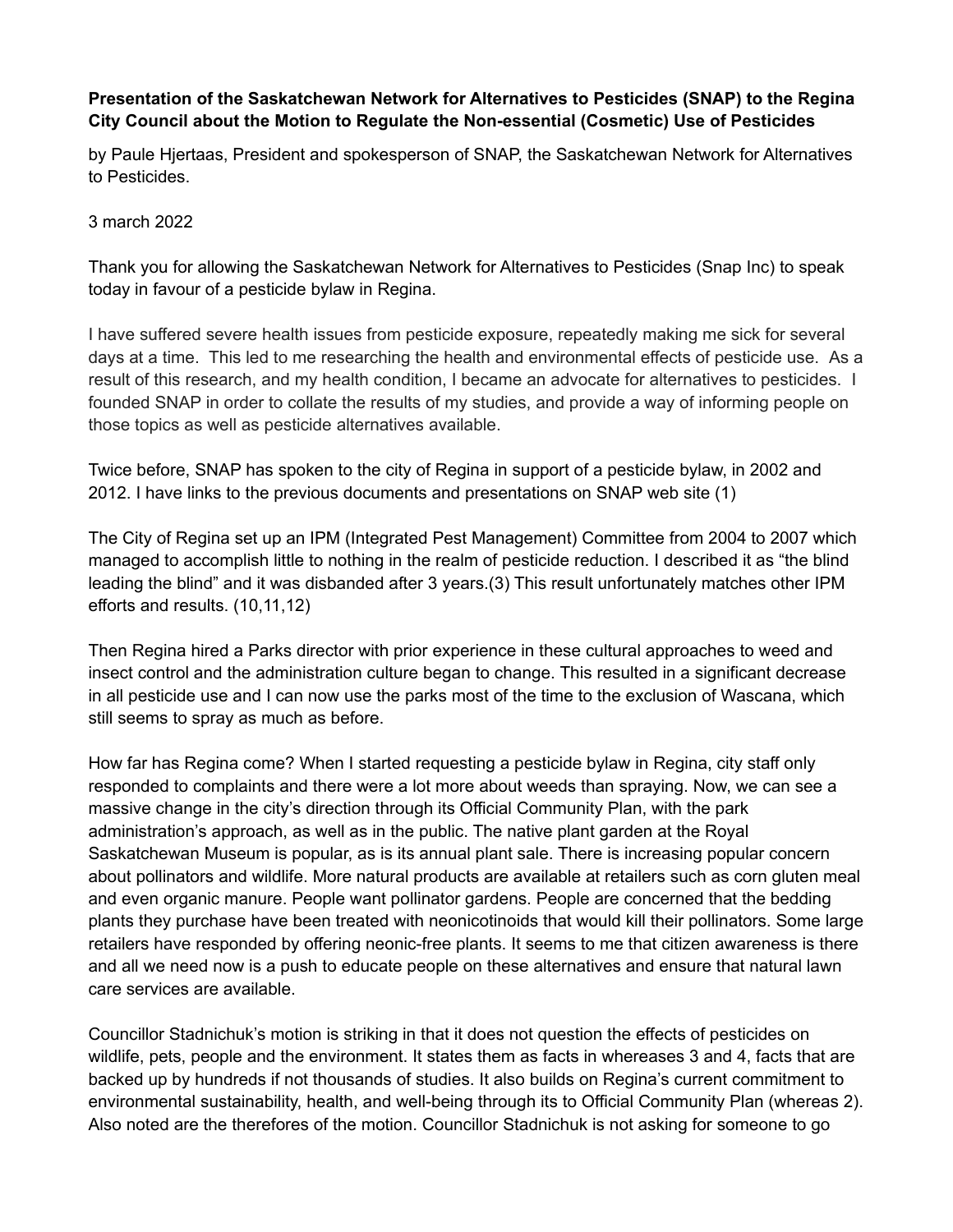**Presentation of the Saskatchewan Network for Alternatives to Pesticides (SNAP) to the Regina City Council about the Motion to Regulate the Non-essential (Cosmetic) Use of Pesticides**

by Paule Hjertaas, President and spokesperson of SNAP, the Saskatchewan Network for Alternatives to Pesticides.

3 march 2022

Thank you for allowing the Saskatchewan Network for Alternatives to Pesticides (Snap Inc) to speak today in favour of a pesticide bylaw in Regina.

I have suffered severe health issues from pesticide exposure, repeatedly making me sick for several days at a time. This led to me researching the health and environmental effects of pesticide use. As a result of this research, and my health condition, I became an advocate for alternatives to pesticides. I founded SNAP in order to collate the results of my studies, and provide a way of informing people on those topics as well as pesticide alternatives available.

Twice before, SNAP has spoken to the city of Regina in support of a pesticide bylaw, in 2002 and 2012. I have links to the previous documents and presentations on SNAP web site (1)

The City of Regina set up an IPM (Integrated Pest Management) Committee from 2004 to 2007 which managed to accomplish little to nothing in the realm of pesticide reduction. I described it as "the blind leading the blind" and it was disbanded after 3 years.(3) This result unfortunately matches other IPM efforts and results. (10,11,12)

Then Regina hired a Parks director with prior experience in these cultural approaches to weed and insect control and the administration culture began to change. This resulted in a significant decrease in all pesticide use and I can now use the parks most of the time to the exclusion of Wascana, which still seems to spray as much as before.

How far has Regina come? When I started requesting a pesticide bylaw in Regina, city staff only responded to complaints and there were a lot more about weeds than spraying. Now, we can see a massive change in the city's direction through its Official Community Plan, with the park administration's approach, as well as in the public. The native plant garden at the Royal Saskatchewan Museum is popular, as is its annual plant sale. There is increasing popular concern about pollinators and wildlife. More natural products are available at retailers such as corn gluten meal and even organic manure. People want pollinator gardens. People are concerned that the bedding plants they purchase have been treated with neonicotinoids that would kill their pollinators. Some large retailers have responded by offering neonic-free plants. It seems to me that citizen awareness is there and all we need now is a push to educate people on these alternatives and ensure that natural lawn care services are available.

Councillor Stadnichuk's motion is striking in that it does not question the effects of pesticides on wildlife, pets, people and the environment. It states them as facts in whereases 3 and 4, facts that are backed up by hundreds if not thousands of studies. It also builds on Regina's current commitment to environmental sustainability, health, and well-being through its to Official Community Plan (whereas 2). Also noted are the therefores of the motion. Councillor Stadnichuk is not asking for someone to go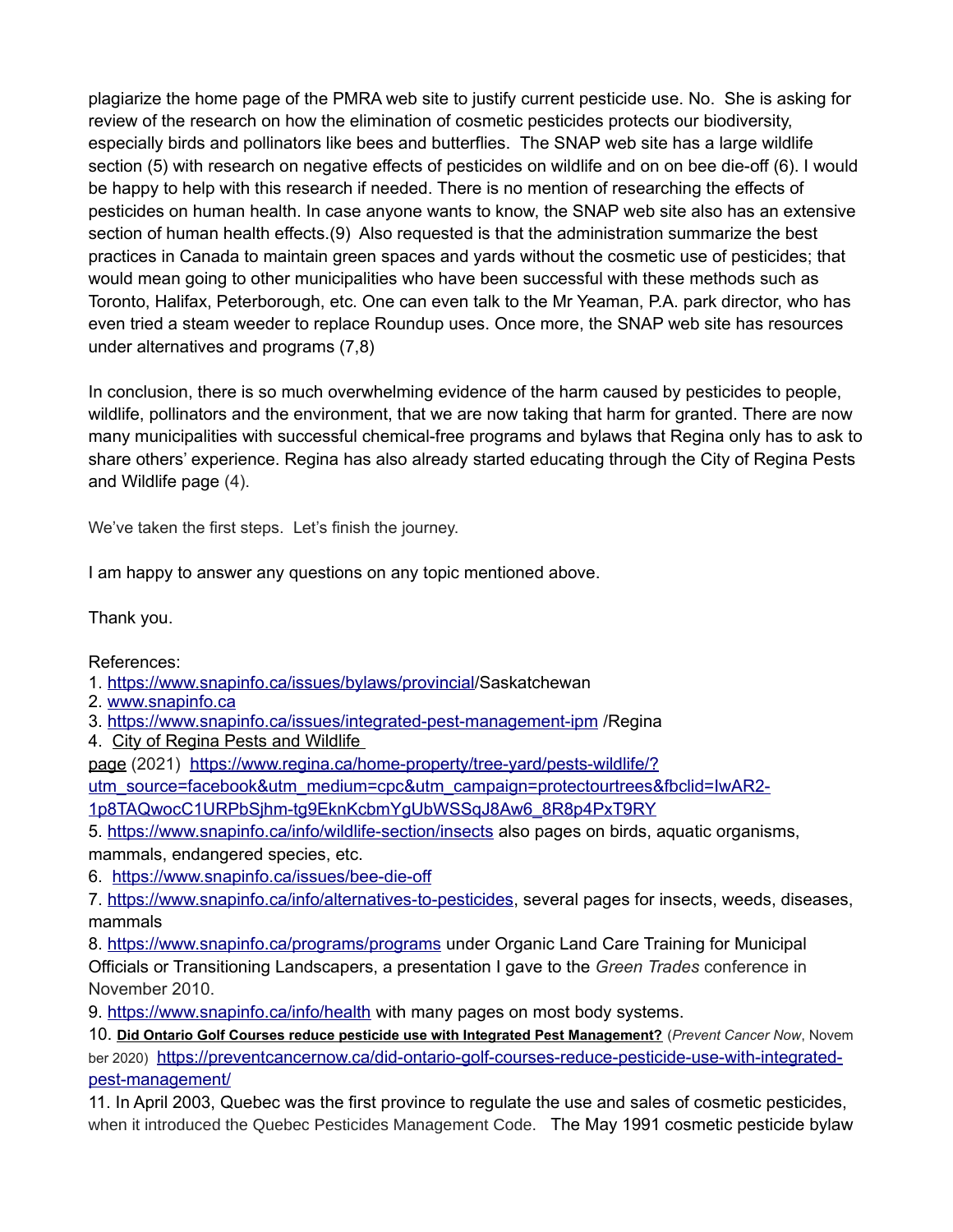plagiarize the home page of the PMRA web site to justify current pesticide use. No. She is asking for review of the research on how the elimination of cosmetic pesticides protects our biodiversity, especially birds and pollinators like bees and butterflies. The SNAP web site has a large wildlife section (5) with research on negative effects of pesticides on wildlife and on on bee die-off (6). I would be happy to help with this research if needed. There is no mention of researching the effects of pesticides on human health. In case anyone wants to know, the SNAP web site also has an extensive section of human health effects.(9) Also requested is that the administration summarize the best practices in Canada to maintain green spaces and yards without the cosmetic use of pesticides; that would mean going to other municipalities who have been successful with these methods such as Toronto, Halifax, Peterborough, etc. One can even talk to the Mr Yeaman, P.A. park director, who has even tried a steam weeder to replace Roundup uses. Once more, the SNAP web site has resources under alternatives and programs (7,8)

In conclusion, there is so much overwhelming evidence of the harm caused by pesticides to people, wildlife, pollinators and the environment, that we are now taking that harm for granted. There are now many municipalities with successful chemical-free programs and bylaws that Regina only has to ask to share others' experience. Regina has also already started educating through the City of Regina Pests and Wildlife page (4).

We've taken the first steps. Let's finish the journey.

I am happy to answer any questions on any topic mentioned above.

Thank you.

References:

1. https://www.snapinfo.ca/issues/bylaws/provincial/Saskatchewan
2. www.snapinfo.ca
3. https://www.snapinfo.ca/issues/integrated-pest-management-ipm /Regina
4. City of Regina Pests and Wildlife page (2021) https://www.regina.ca/home-property/tree-yard/pests-wildlife/?utm_source=facebook&utm_medium=cpc&utm_campaign=protectourtrees&fbclid=IwAR2-1p8TAQwocC1URPbSjhm-tg9EknKcbmYgUbWSSqJ8Aw6_8R8p4PxT9RY
5. https://www.snapinfo.ca/info/wildlife-section/insects also pages on birds, aquatic organisms, mammals, endangered species, etc.
6. https://www.snapinfo.ca/issues/bee-die-off
7. https://www.snapinfo.ca/info/alternatives-to-pesticides, several pages for insects, weeds, diseases, mammals
8. https://www.snapinfo.ca/programs/programs under Organic Land Care Training for Municipal Officials or Transitioning Landscapers, a presentation I gave to the *Green Trades* conference in November 2010.
9. https://www.snapinfo.ca/info/health with many pages on most body systems.
10. **Did Ontario Golf Courses reduce pesticide use with Integrated Pest Management?** (*Prevent Cancer Now*, November 2020) https://preventcancernow.ca/did-ontario-golf-courses-reduce-pesticide-use-with-integrated-pest-management/
11. In April 2003, Quebec was the first province to regulate the use and sales of cosmetic pesticides, when it introduced the Quebec Pesticides Management Code. The May 1991 cosmetic pesticide bylaw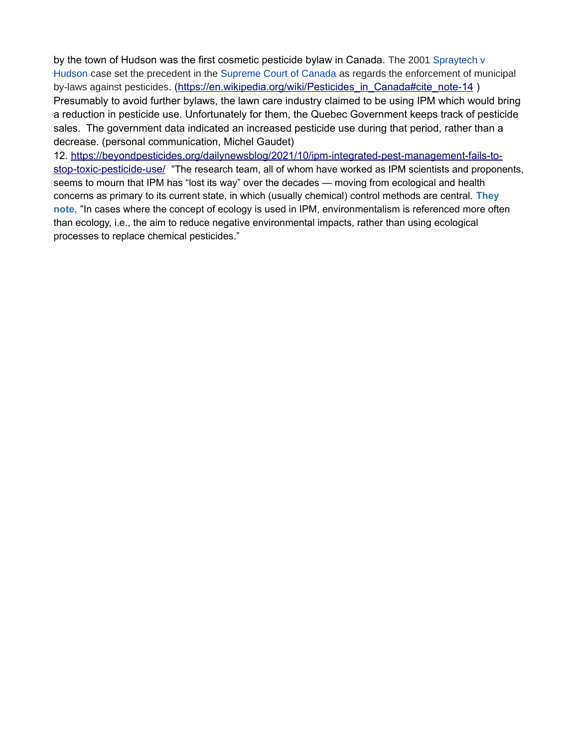by the town of Hudson was the first cosmetic pesticide bylaw in Canada. The 2001 Spraytech v Hudson case set the precedent in the Supreme Court of Canada as regards the enforcement of municipal by-laws against pesticides. (https://en.wikipedia.org/wiki/Pesticides_in_Canada#cite_note-14 ) Presumably to avoid further bylaws, the lawn care industry claimed to be using IPM which would bring a reduction in pesticide use. Unfortunately for them, the Quebec Government keeps track of pesticide sales. The government data indicated an increased pesticide use during that period, rather than a decrease. (personal communication, Michel Gaudet)

12. https://beyondpesticides.org/dailynewsblog/2021/10/ipm-integrated-pest-management-fails-to-stop-toxic-pesticide-use/ "The research team, all of whom have worked as IPM scientists and proponents, seems to mourn that IPM has "lost its way" over the decades — moving from ecological and health concerns as primary to its current state, in which (usually chemical) control methods are central. **They note,** "In cases where the concept of ecology is used in IPM, environmentalism is referenced more often than ecology, i.e., the aim to reduce negative environmental impacts, rather than using ecological processes to replace chemical pesticides."